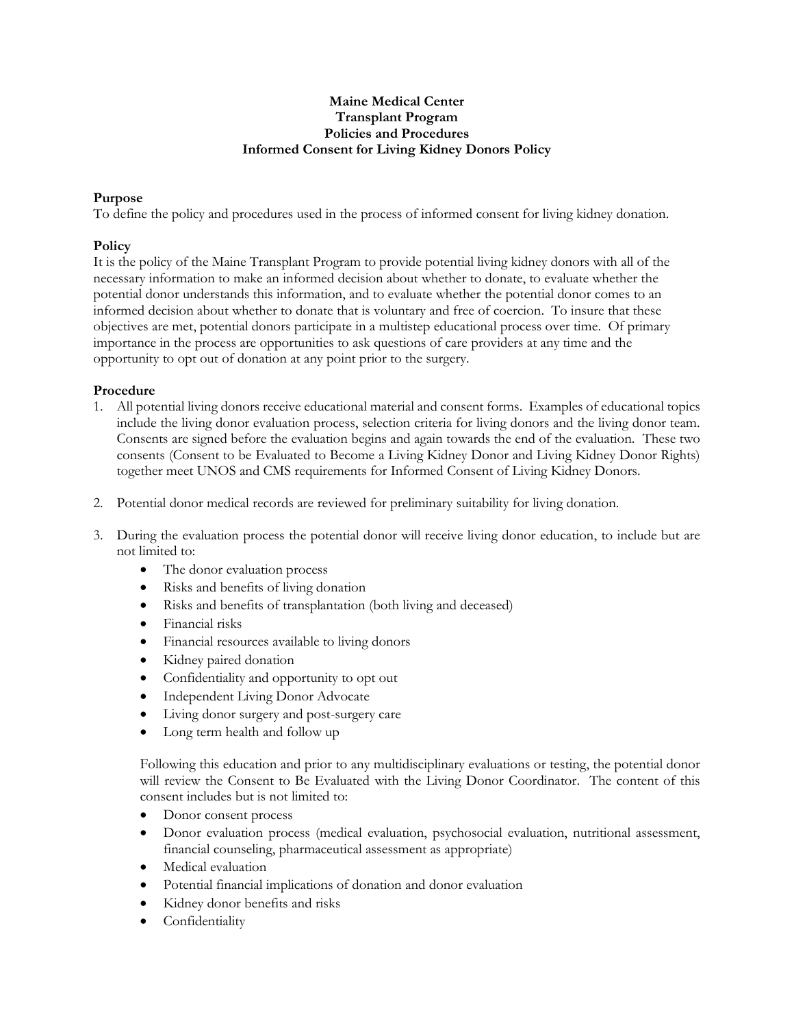# Maine Medical Center
# Transplant Program
# Policies and Procedures
# Informed Consent for Living Kidney Donors Policy

## Purpose

To define the policy and procedures used in the process of informed consent for living kidney donation.

## Policy

It is the policy of the Maine Transplant Program to provide potential living kidney donors with all of the necessary information to make an informed decision about whether to donate, to evaluate whether the potential donor understands this information, and to evaluate whether the potential donor comes to an informed decision about whether to donate that is voluntary and free of coercion. To insure that these objectives are met, potential donors participate in a multistep educational process over time. Of primary importance in the process are opportunities to ask questions of care providers at any time and the opportunity to opt out of donation at any point prior to the surgery.

## Procedure

1. All potential living donors receive educational material and consent forms. Examples of educational topics include the living donor evaluation process, selection criteria for living donors and the living donor team. Consents are signed before the evaluation begins and again towards the end of the evaluation. These two consents (Consent to be Evaluated to Become a Living Kidney Donor and Living Kidney Donor Rights) together meet UNOS and CMS requirements for Informed Consent of Living Kidney Donors.

2. Potential donor medical records are reviewed for preliminary suitability for living donation.

3. During the evaluation process the potential donor will receive living donor education, to include but are not limited to:
   - The donor evaluation process
   - Risks and benefits of living donation
   - Risks and benefits of transplantation (both living and deceased)
   - Financial risks
   - Financial resources available to living donors
   - Kidney paired donation
   - Confidentiality and opportunity to opt out
   - Independent Living Donor Advocate
   - Living donor surgery and post-surgery care
   - Long term health and follow up

   Following this education and prior to any multidisciplinary evaluations or testing, the potential donor will review the Consent to Be Evaluated with the Living Donor Coordinator. The content of this consent includes but is not limited to:
   - Donor consent process
   - Donor evaluation process (medical evaluation, psychosocial evaluation, nutritional assessment, financial counseling, pharmaceutical assessment as appropriate)
   - Medical evaluation
   - Potential financial implications of donation and donor evaluation
   - Kidney donor benefits and risks
   - Confidentiality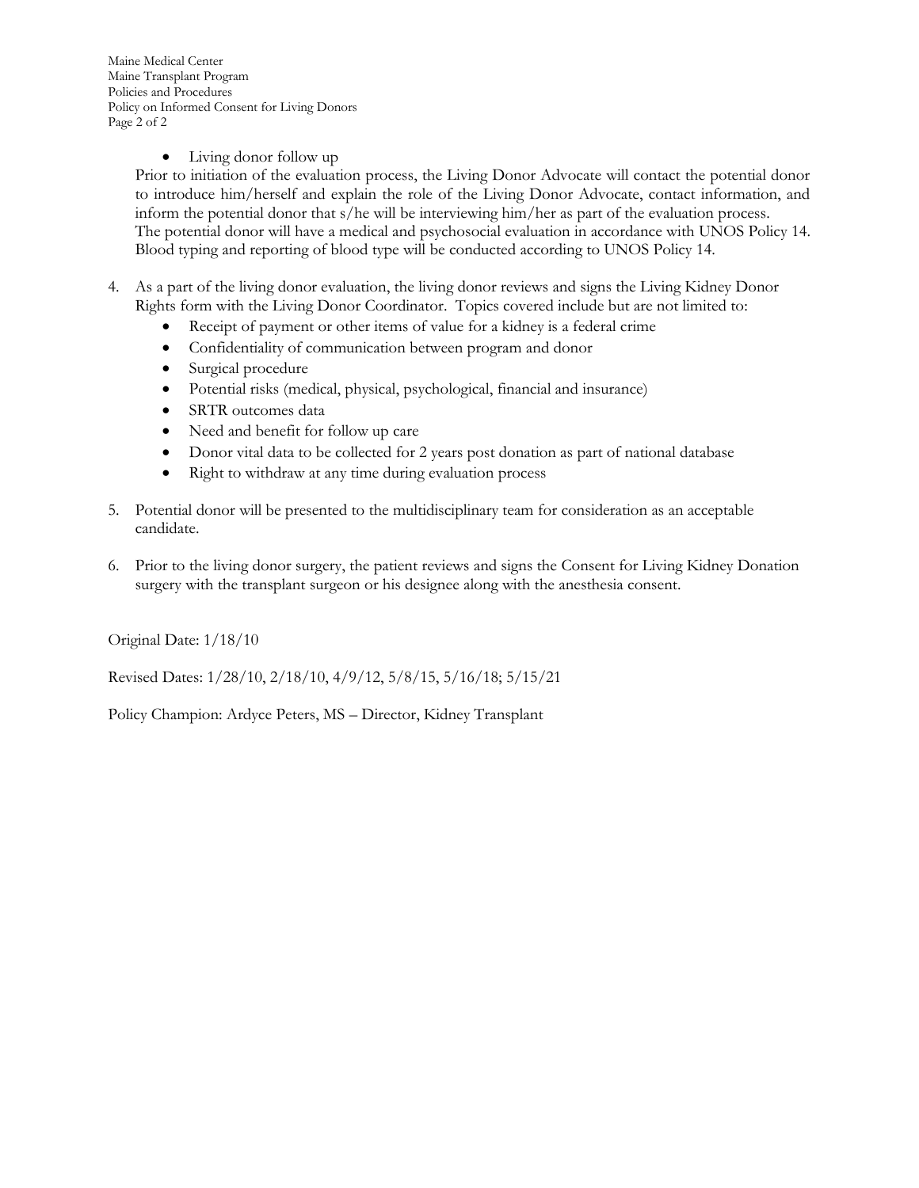- Living donor follow up

Prior to initiation of the evaluation process, the Living Donor Advocate will contact the potential donor to introduce him/herself and explain the role of the Living Donor Advocate, contact information, and inform the potential donor that s/he will be interviewing him/her as part of the evaluation process. The potential donor will have a medical and psychosocial evaluation in accordance with UNOS Policy 14. Blood typing and reporting of blood type will be conducted according to UNOS Policy 14.

4. As a part of the living donor evaluation, the living donor reviews and signs the Living Kidney Donor Rights form with the Living Donor Coordinator. Topics covered include but are not limited to:
   - Receipt of payment or other items of value for a kidney is a federal crime
   - Confidentiality of communication between program and donor
   - Surgical procedure
   - Potential risks (medical, physical, psychological, financial and insurance)
   - SRTR outcomes data
   - Need and benefit for follow up care
   - Donor vital data to be collected for 2 years post donation as part of national database
   - Right to withdraw at any time during evaluation process

5. Potential donor will be presented to the multidisciplinary team for consideration as an acceptable candidate.

6. Prior to the living donor surgery, the patient reviews and signs the Consent for Living Kidney Donation surgery with the transplant surgeon or his designee along with the anesthesia consent.

Original Date: 1/18/10

Revised Dates: 1/28/10, 2/18/10, 4/9/12, 5/8/15, 5/16/18; 5/15/21

Policy Champion: Ardyce Peters, MS – Director, Kidney Transplant